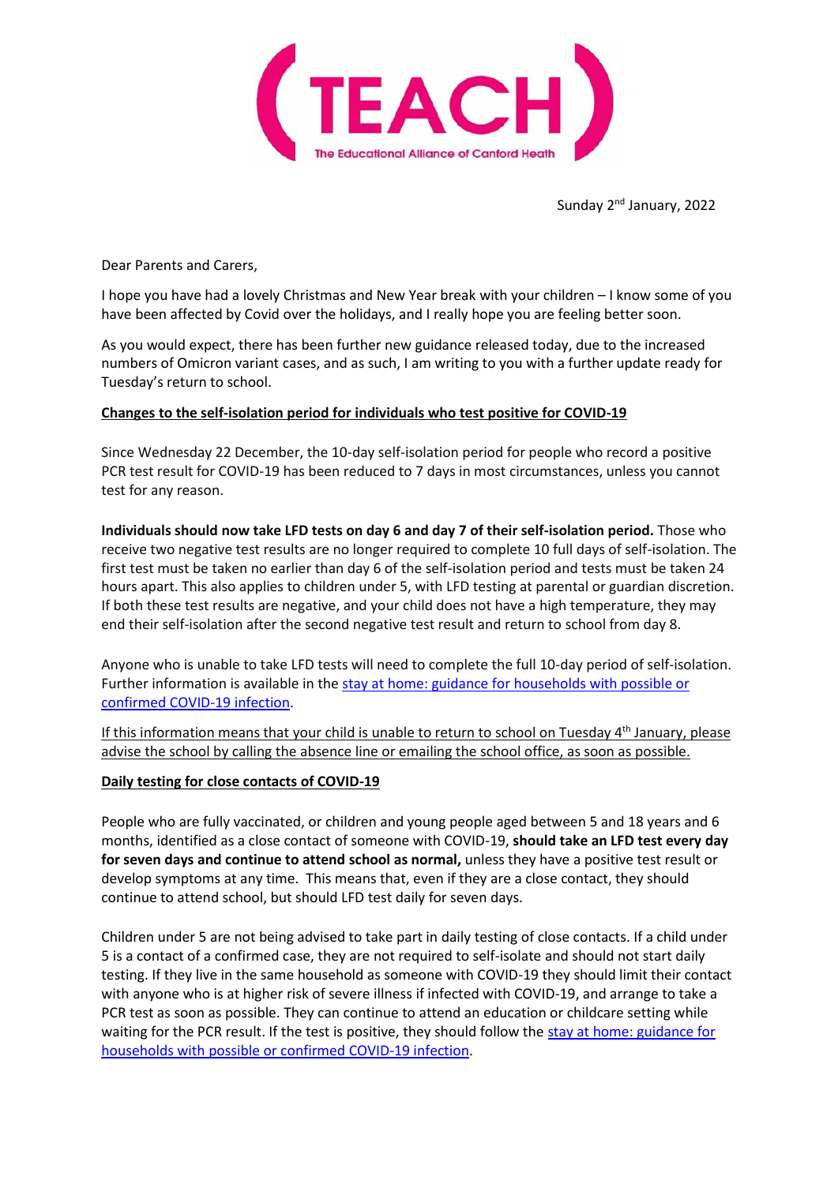**(TEACH)**

The Educational Alliance of Canford Heath

Sunday 2nd January, 2022

Dear Parents and Carers,

I hope you have had a lovely Christmas and New Year break with your children – I know some of you have been affected by Covid over the holidays, and I really hope you are feeling better soon.

As you would expect, there has been further new guidance released today, due to the increased numbers of Omicron variant cases, and as such, I am writing to you with a further update ready for Tuesday's return to school.

**Changes to the self-isolation period for individuals who test positive for COVID-19**

Since Wednesday 22 December, the 10-day self-isolation period for people who record a positive PCR test result for COVID-19 has been reduced to 7 days in most circumstances, unless you cannot test for any reason.

**Individuals should now take LFD tests on day 6 and day 7 of their self-isolation period.** Those who receive two negative test results are no longer required to complete 10 full days of self-isolation. The first test must be taken no earlier than day 6 of the self-isolation period and tests must be taken 24 hours apart. This also applies to children under 5, with LFD testing at parental or guardian discretion. If both these test results are negative, and your child does not have a high temperature, they may end their self-isolation after the second negative test result and return to school from day 8.

Anyone who is unable to take LFD tests will need to complete the full 10-day period of self-isolation. Further information is available in the [stay at home: guidance for households with possible or confirmed COVID-19 infection](#).

If this information means that your child is unable to return to school on Tuesday 4th January, please advise the school by calling the absence line or emailing the school office, as soon as possible.

**Daily testing for close contacts of COVID-19**

People who are fully vaccinated, or children and young people aged between 5 and 18 years and 6 months, identified as a close contact of someone with COVID-19, **should take an LFD test every day for seven days and continue to attend school as normal,** unless they have a positive test result or develop symptoms at any time. This means that, even if they are a close contact, they should continue to attend school, but should LFD test daily for seven days.

Children under 5 are not being advised to take part in daily testing of close contacts. If a child under 5 is a contact of a confirmed case, they are not required to self-isolate and should not start daily testing. If they live in the same household as someone with COVID-19 they should limit their contact with anyone who is at higher risk of severe illness if infected with COVID-19, and arrange to take a PCR test as soon as possible. They can continue to attend an education or childcare setting while waiting for the PCR result. If the test is positive, they should follow the [stay at home: guidance for households with possible or confirmed COVID-19 infection](#).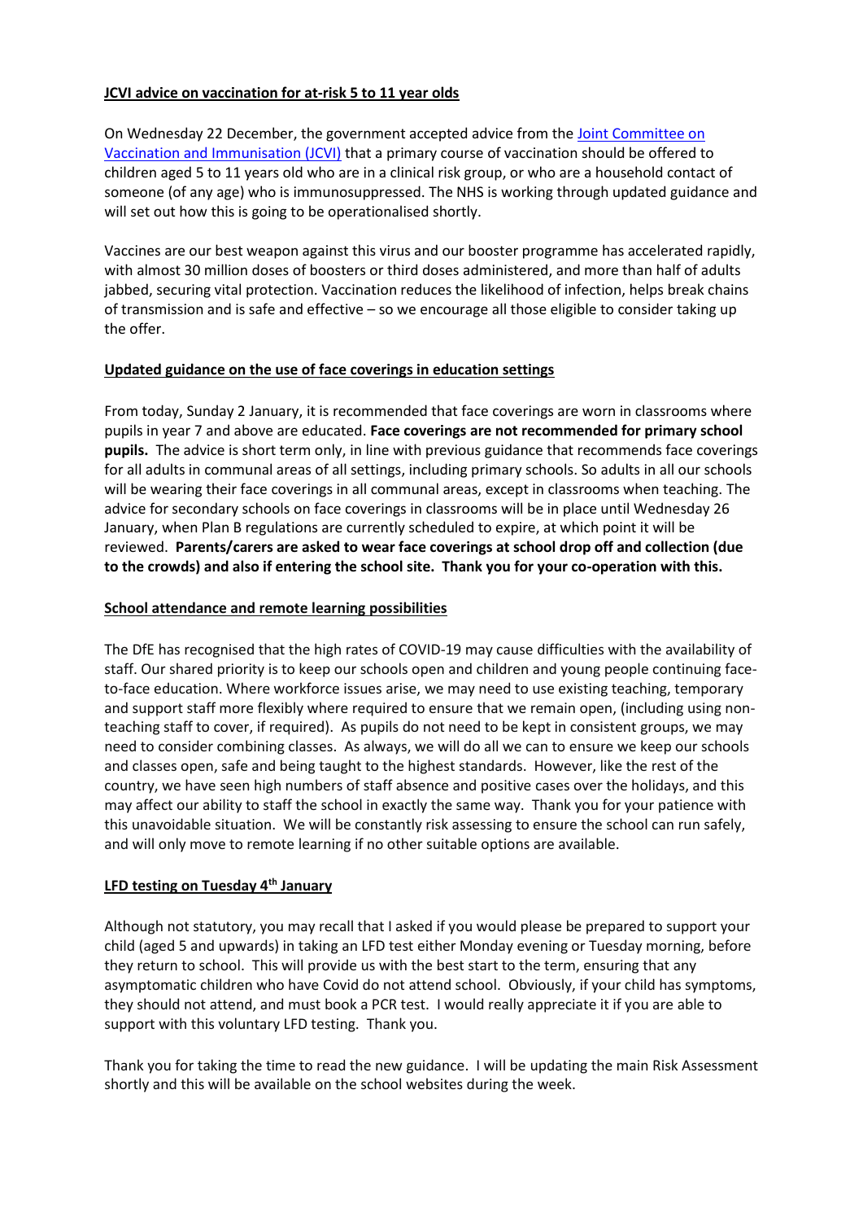## JCVI advice on vaccination for at-risk 5 to 11 year olds

On Wednesday 22 December, the government accepted advice from the Joint Committee on Vaccination and Immunisation (JCVI) that a primary course of vaccination should be offered to children aged 5 to 11 years old who are in a clinical risk group, or who are a household contact of someone (of any age) who is immunosuppressed. The NHS is working through updated guidance and will set out how this is going to be operationalised shortly.

Vaccines are our best weapon against this virus and our booster programme has accelerated rapidly, with almost 30 million doses of boosters or third doses administered, and more than half of adults jabbed, securing vital protection. Vaccination reduces the likelihood of infection, helps break chains of transmission and is safe and effective – so we encourage all those eligible to consider taking up the offer.

## Updated guidance on the use of face coverings in education settings

From today, Sunday 2 January, it is recommended that face coverings are worn in classrooms where pupils in year 7 and above are educated. **Face coverings are not recommended for primary school pupils.** The advice is short term only, in line with previous guidance that recommends face coverings for all adults in communal areas of all settings, including primary schools. So adults in all our schools will be wearing their face coverings in all communal areas, except in classrooms when teaching. The advice for secondary schools on face coverings in classrooms will be in place until Wednesday 26 January, when Plan B regulations are currently scheduled to expire, at which point it will be reviewed. **Parents/carers are asked to wear face coverings at school drop off and collection (due to the crowds) and also if entering the school site. Thank you for your co-operation with this.**

## School attendance and remote learning possibilities

The DfE has recognised that the high rates of COVID-19 may cause difficulties with the availability of staff. Our shared priority is to keep our schools open and children and young people continuing face-to-face education. Where workforce issues arise, we may need to use existing teaching, temporary and support staff more flexibly where required to ensure that we remain open, (including using non-teaching staff to cover, if required). As pupils do not need to be kept in consistent groups, we may need to consider combining classes. As always, we will do all we can to ensure we keep our schools and classes open, safe and being taught to the highest standards. However, like the rest of the country, we have seen high numbers of staff absence and positive cases over the holidays, and this may affect our ability to staff the school in exactly the same way. Thank you for your patience with this unavoidable situation. We will be constantly risk assessing to ensure the school can run safely, and will only move to remote learning if no other suitable options are available.

## LFD testing on Tuesday 4th January

Although not statutory, you may recall that I asked if you would please be prepared to support your child (aged 5 and upwards) in taking an LFD test either Monday evening or Tuesday morning, before they return to school. This will provide us with the best start to the term, ensuring that any asymptomatic children who have Covid do not attend school. Obviously, if your child has symptoms, they should not attend, and must book a PCR test. I would really appreciate it if you are able to support with this voluntary LFD testing. Thank you.

Thank you for taking the time to read the new guidance. I will be updating the main Risk Assessment shortly and this will be available on the school websites during the week.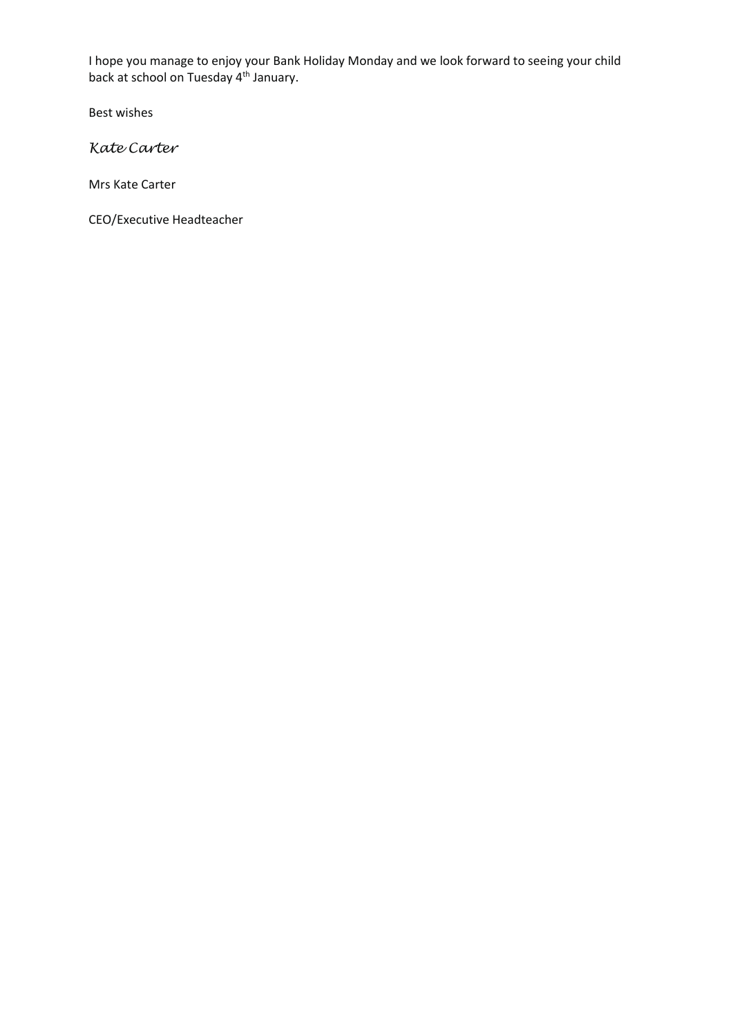I hope you manage to enjoy your Bank Holiday Monday and we look forward to seeing your child back at school on Tuesday 4th January.

Best wishes

*Kate Carter*

Mrs Kate Carter

CEO/Executive Headteacher